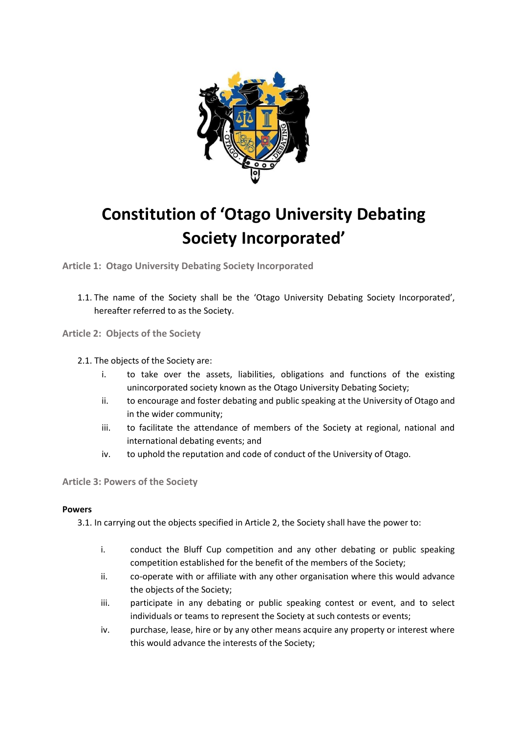# Constitution of 'Otago University Debating Society Incorporated'

## Article 1: Otago University Debating Society Incorporated

1.1. The name of the Society shall be the 'Otago University Debating Society Incorporated', hereafter referred to as the Society.

## Article 2: Objects of the Society

2.1. The objects of the Society are:

i. to take over the assets, liabilities, obligations and functions of the existing unincorporated society known as the Otago University Debating Society;

ii. to encourage and foster debating and public speaking at the University of Otago and in the wider community;

iii. to facilitate the attendance of members of the Society at regional, national and international debating events; and

iv. to uphold the reputation and code of conduct of the University of Otago.

## Article 3: Powers of the Society

**Powers**

3.1. In carrying out the objects specified in Article 2, the Society shall have the power to:

i. conduct the Bluff Cup competition and any other debating or public speaking competition established for the benefit of the members of the Society;

ii. co-operate with or affiliate with any other organisation where this would advance the objects of the Society;

iii. participate in any debating or public speaking contest or event, and to select individuals or teams to represent the Society at such contests or events;

iv. purchase, lease, hire or by any other means acquire any property or interest where this would advance the interests of the Society;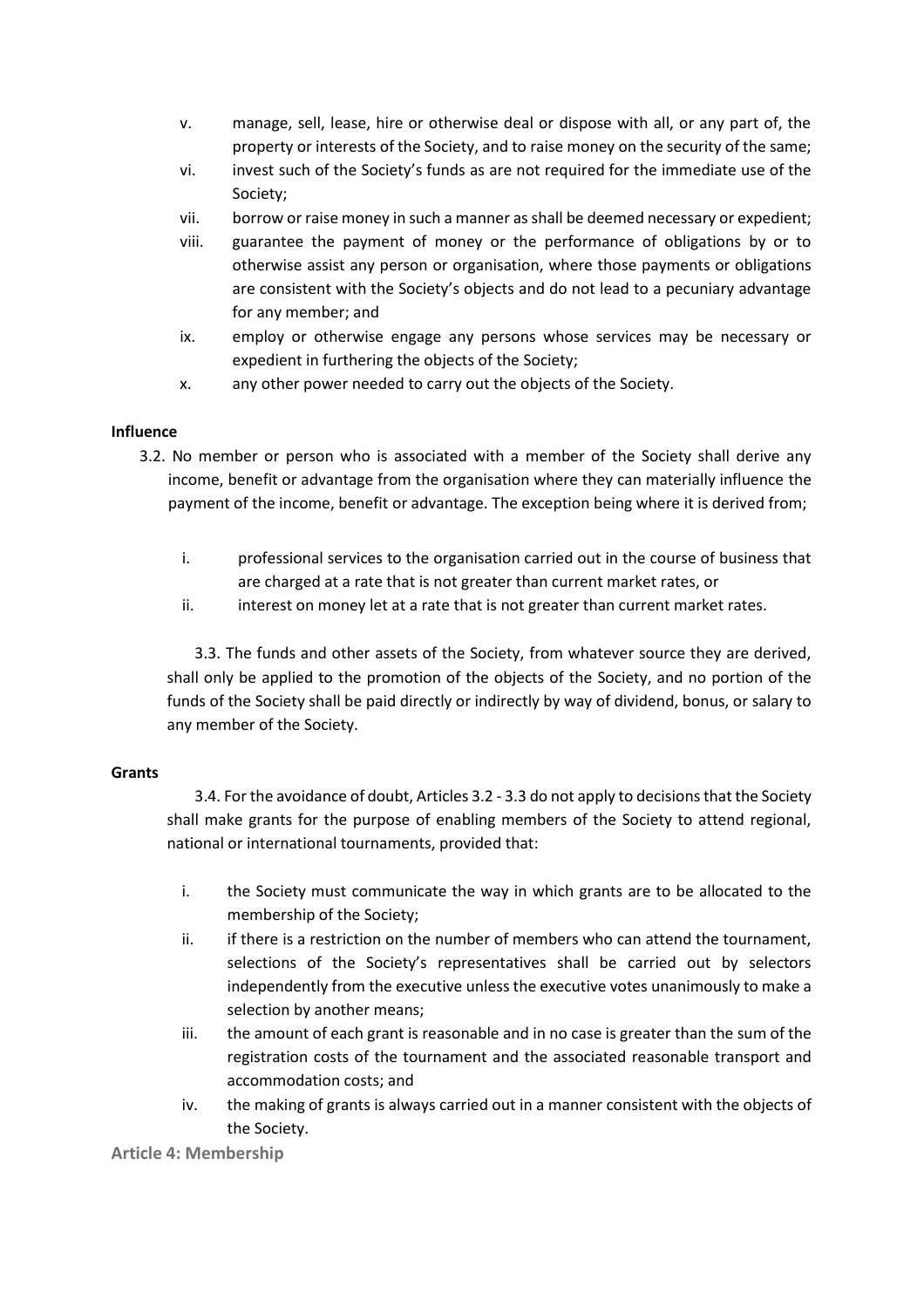v. manage, sell, lease, hire or otherwise deal or dispose with all, or any part of, the property or interests of the Society, and to raise money on the security of the same;

vi. invest such of the Society's funds as are not required for the immediate use of the Society;

vii. borrow or raise money in such a manner as shall be deemed necessary or expedient;

viii. guarantee the payment of money or the performance of obligations by or to otherwise assist any person or organisation, where those payments or obligations are consistent with the Society's objects and do not lead to a pecuniary advantage for any member; and

ix. employ or otherwise engage any persons whose services may be necessary or expedient in furthering the objects of the Society;

x. any other power needed to carry out the objects of the Society.

**Influence**

3.2. No member or person who is associated with a member of the Society shall derive any income, benefit or advantage from the organisation where they can materially influence the payment of the income, benefit or advantage. The exception being where it is derived from;

i. professional services to the organisation carried out in the course of business that are charged at a rate that is not greater than current market rates, or

ii. interest on money let at a rate that is not greater than current market rates.

3.3. The funds and other assets of the Society, from whatever source they are derived, shall only be applied to the promotion of the objects of the Society, and no portion of the funds of the Society shall be paid directly or indirectly by way of dividend, bonus, or salary to any member of the Society.

**Grants**

3.4. For the avoidance of doubt, Articles 3.2 - 3.3 do not apply to decisions that the Society shall make grants for the purpose of enabling members of the Society to attend regional, national or international tournaments, provided that:

i. the Society must communicate the way in which grants are to be allocated to the membership of the Society;

ii. if there is a restriction on the number of members who can attend the tournament, selections of the Society's representatives shall be carried out by selectors independently from the executive unless the executive votes unanimously to make a selection by another means;

iii. the amount of each grant is reasonable and in no case is greater than the sum of the registration costs of the tournament and the associated reasonable transport and accommodation costs; and

iv. the making of grants is always carried out in a manner consistent with the objects of the Society.

## Article 4: Membership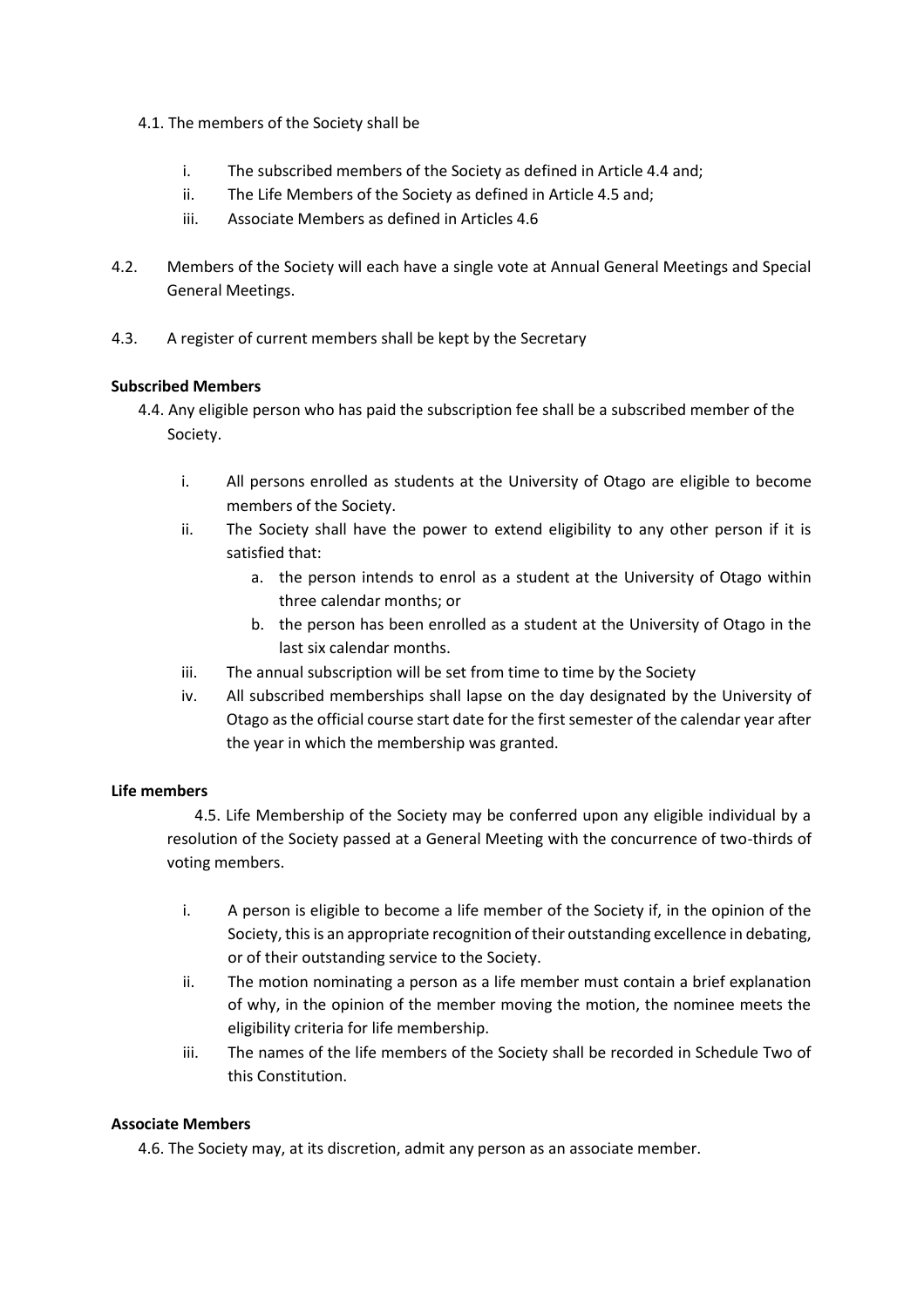4.1. The members of the Society shall be

i. The subscribed members of the Society as defined in Article 4.4 and;
ii. The Life Members of the Society as defined in Article 4.5 and;
iii. Associate Members as defined in Articles 4.6

4.2. Members of the Society will each have a single vote at Annual General Meetings and Special General Meetings.

4.3. A register of current members shall be kept by the Secretary

**Subscribed Members**

4.4. Any eligible person who has paid the subscription fee shall be a subscribed member of the Society.

i. All persons enrolled as students at the University of Otago are eligible to become members of the Society.
ii. The Society shall have the power to extend eligibility to any other person if it is satisfied that:
   a. the person intends to enrol as a student at the University of Otago within three calendar months; or
   b. the person has been enrolled as a student at the University of Otago in the last six calendar months.
iii. The annual subscription will be set from time to time by the Society
iv. All subscribed memberships shall lapse on the day designated by the University of Otago as the official course start date for the first semester of the calendar year after the year in which the membership was granted.

**Life members**

4.5. Life Membership of the Society may be conferred upon any eligible individual by a resolution of the Society passed at a General Meeting with the concurrence of two-thirds of voting members.

i. A person is eligible to become a life member of the Society if, in the opinion of the Society, this is an appropriate recognition of their outstanding excellence in debating, or of their outstanding service to the Society.
ii. The motion nominating a person as a life member must contain a brief explanation of why, in the opinion of the member moving the motion, the nominee meets the eligibility criteria for life membership.
iii. The names of the life members of the Society shall be recorded in Schedule Two of this Constitution.

**Associate Members**

4.6. The Society may, at its discretion, admit any person as an associate member.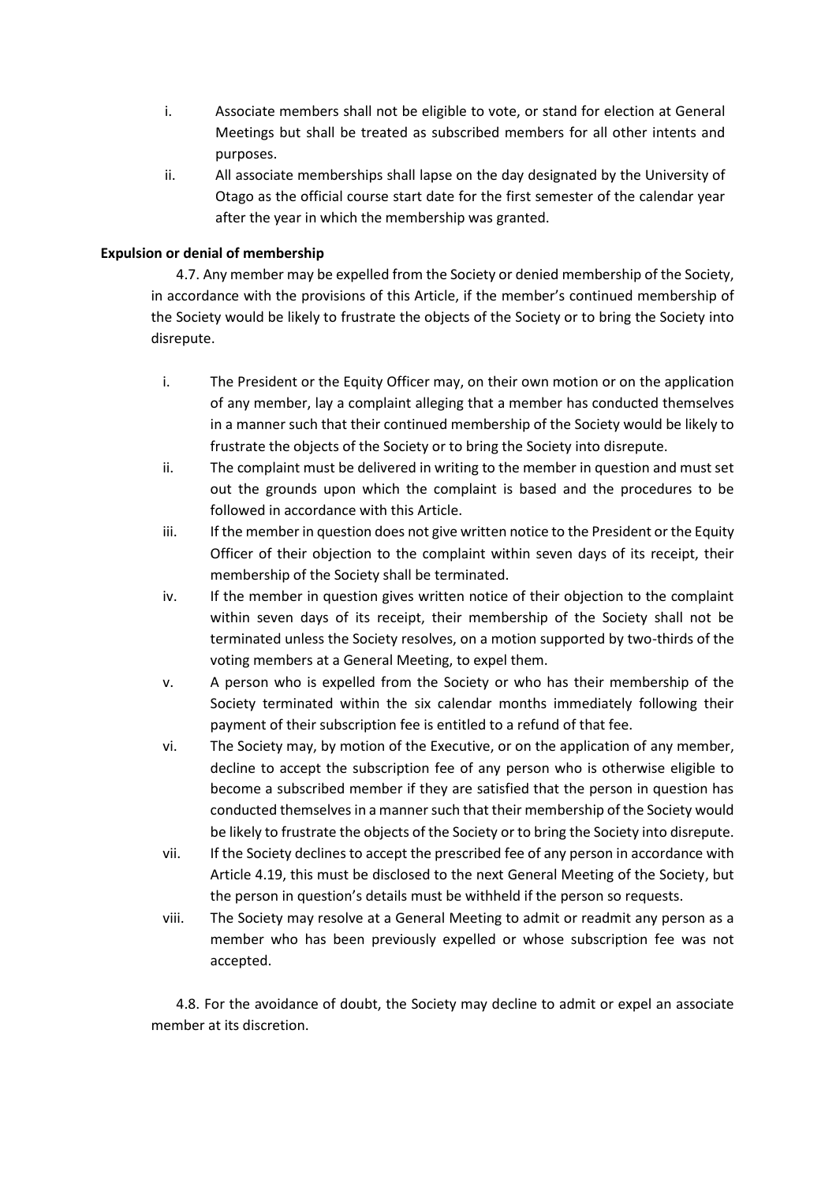i. Associate members shall not be eligible to vote, or stand for election at General Meetings but shall be treated as subscribed members for all other intents and purposes.

ii. All associate memberships shall lapse on the day designated by the University of Otago as the official course start date for the first semester of the calendar year after the year in which the membership was granted.

**Expulsion or denial of membership**

4.7. Any member may be expelled from the Society or denied membership of the Society, in accordance with the provisions of this Article, if the member's continued membership of the Society would be likely to frustrate the objects of the Society or to bring the Society into disrepute.

i. The President or the Equity Officer may, on their own motion or on the application of any member, lay a complaint alleging that a member has conducted themselves in a manner such that their continued membership of the Society would be likely to frustrate the objects of the Society or to bring the Society into disrepute.

ii. The complaint must be delivered in writing to the member in question and must set out the grounds upon which the complaint is based and the procedures to be followed in accordance with this Article.

iii. If the member in question does not give written notice to the President or the Equity Officer of their objection to the complaint within seven days of its receipt, their membership of the Society shall be terminated.

iv. If the member in question gives written notice of their objection to the complaint within seven days of its receipt, their membership of the Society shall not be terminated unless the Society resolves, on a motion supported by two-thirds of the voting members at a General Meeting, to expel them.

v. A person who is expelled from the Society or who has their membership of the Society terminated within the six calendar months immediately following their payment of their subscription fee is entitled to a refund of that fee.

vi. The Society may, by motion of the Executive, or on the application of any member, decline to accept the subscription fee of any person who is otherwise eligible to become a subscribed member if they are satisfied that the person in question has conducted themselves in a manner such that their membership of the Society would be likely to frustrate the objects of the Society or to bring the Society into disrepute.

vii. If the Society declines to accept the prescribed fee of any person in accordance with Article 4.19, this must be disclosed to the next General Meeting of the Society, but the person in question's details must be withheld if the person so requests.

viii. The Society may resolve at a General Meeting to admit or readmit any person as a member who has been previously expelled or whose subscription fee was not accepted.

4.8. For the avoidance of doubt, the Society may decline to admit or expel an associate member at its discretion.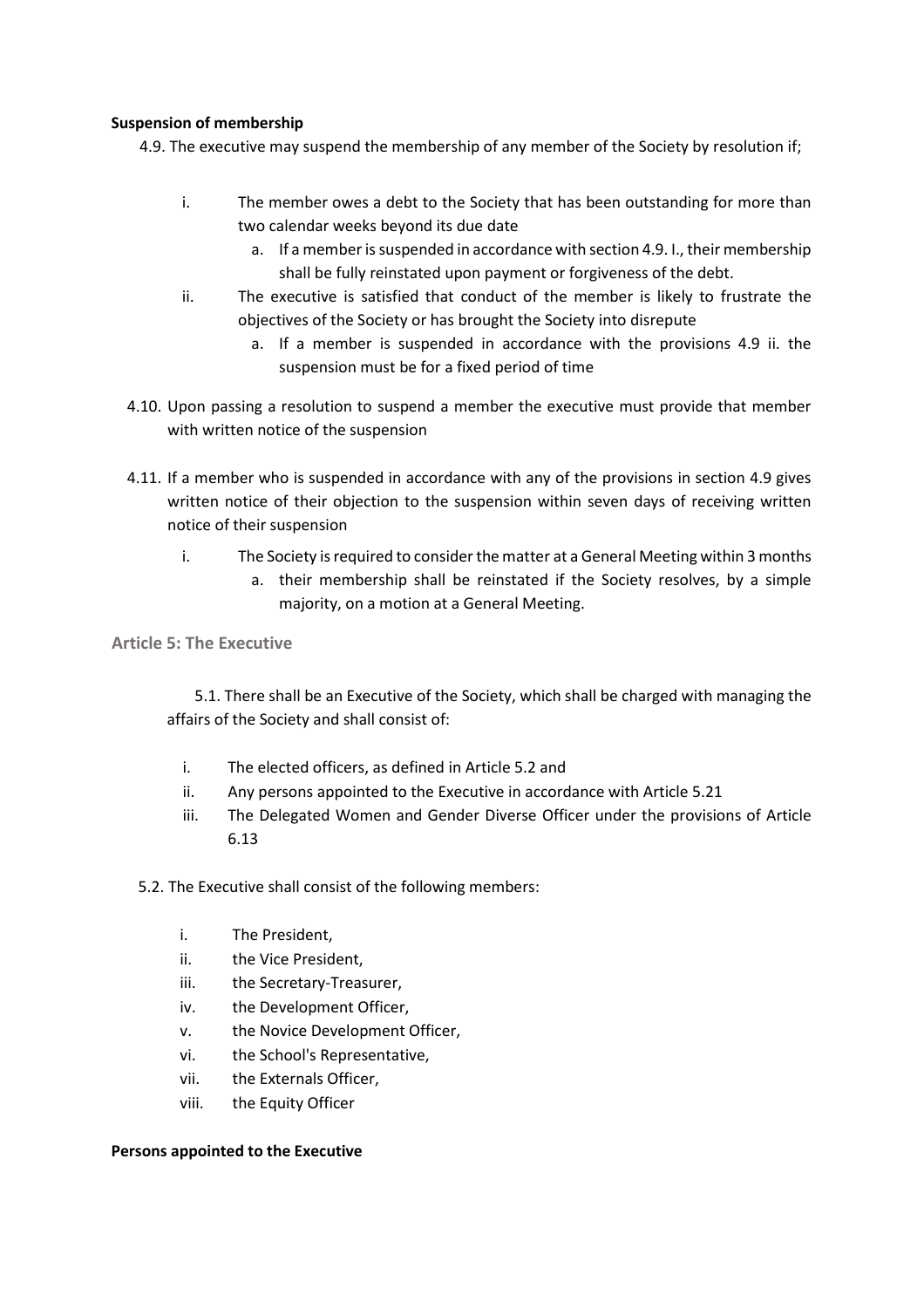**Suspension of membership**

4.9. The executive may suspend the membership of any member of the Society by resolution if;

i. The member owes a debt to the Society that has been outstanding for more than two calendar weeks beyond its due date
    a. If a member is suspended in accordance with section 4.9. I., their membership shall be fully reinstated upon payment or forgiveness of the debt.
ii. The executive is satisfied that conduct of the member is likely to frustrate the objectives of the Society or has brought the Society into disrepute
    a. If a member is suspended in accordance with the provisions 4.9 ii. the suspension must be for a fixed period of time

4.10. Upon passing a resolution to suspend a member the executive must provide that member with written notice of the suspension

4.11. If a member who is suspended in accordance with any of the provisions in section 4.9 gives written notice of their objection to the suspension within seven days of receiving written notice of their suspension

i. The Society is required to consider the matter at a General Meeting within 3 months
    a. their membership shall be reinstated if the Society resolves, by a simple majority, on a motion at a General Meeting.

## Article 5: The Executive

5.1. There shall be an Executive of the Society, which shall be charged with managing the affairs of the Society and shall consist of:

i. The elected officers, as defined in Article 5.2 and
ii. Any persons appointed to the Executive in accordance with Article 5.21
iii. The Delegated Women and Gender Diverse Officer under the provisions of Article 6.13

5.2. The Executive shall consist of the following members:

i. The President,
ii. the Vice President,
iii. the Secretary-Treasurer,
iv. the Development Officer,
v. the Novice Development Officer,
vi. the School's Representative,
vii. the Externals Officer,
viii. the Equity Officer

**Persons appointed to the Executive**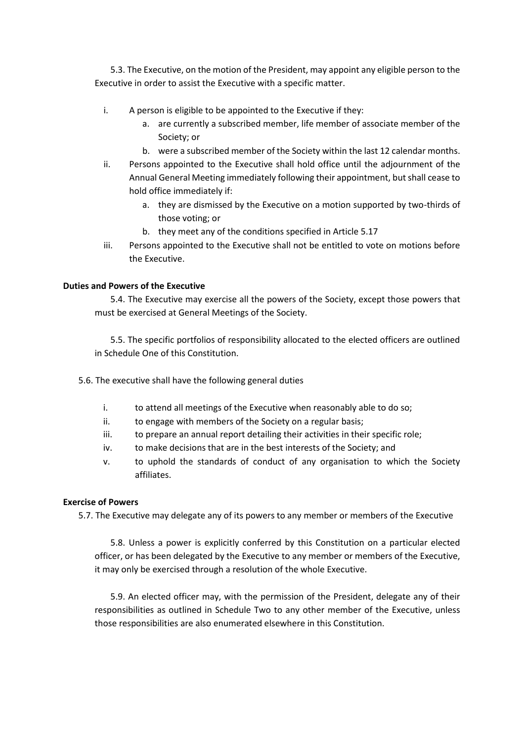5.3. The Executive, on the motion of the President, may appoint any eligible person to the Executive in order to assist the Executive with a specific matter.

- i. A person is eligible to be appointed to the Executive if they:
    - a. are currently a subscribed member, life member of associate member of the Society; or
    - b. were a subscribed member of the Society within the last 12 calendar months.
- ii. Persons appointed to the Executive shall hold office until the adjournment of the Annual General Meeting immediately following their appointment, but shall cease to hold office immediately if:
    - a. they are dismissed by the Executive on a motion supported by two-thirds of those voting; or
    - b. they meet any of the conditions specified in Article 5.17
- iii. Persons appointed to the Executive shall not be entitled to vote on motions before the Executive.

**Duties and Powers of the Executive**

5.4. The Executive may exercise all the powers of the Society, except those powers that must be exercised at General Meetings of the Society.

5.5. The specific portfolios of responsibility allocated to the elected officers are outlined in Schedule One of this Constitution.

5.6. The executive shall have the following general duties

- i. to attend all meetings of the Executive when reasonably able to do so;
- ii. to engage with members of the Society on a regular basis;
- iii. to prepare an annual report detailing their activities in their specific role;
- iv. to make decisions that are in the best interests of the Society; and
- v. to uphold the standards of conduct of any organisation to which the Society affiliates.

**Exercise of Powers**

5.7. The Executive may delegate any of its powers to any member or members of the Executive

5.8. Unless a power is explicitly conferred by this Constitution on a particular elected officer, or has been delegated by the Executive to any member or members of the Executive, it may only be exercised through a resolution of the whole Executive.

5.9. An elected officer may, with the permission of the President, delegate any of their responsibilities as outlined in Schedule Two to any other member of the Executive, unless those responsibilities are also enumerated elsewhere in this Constitution.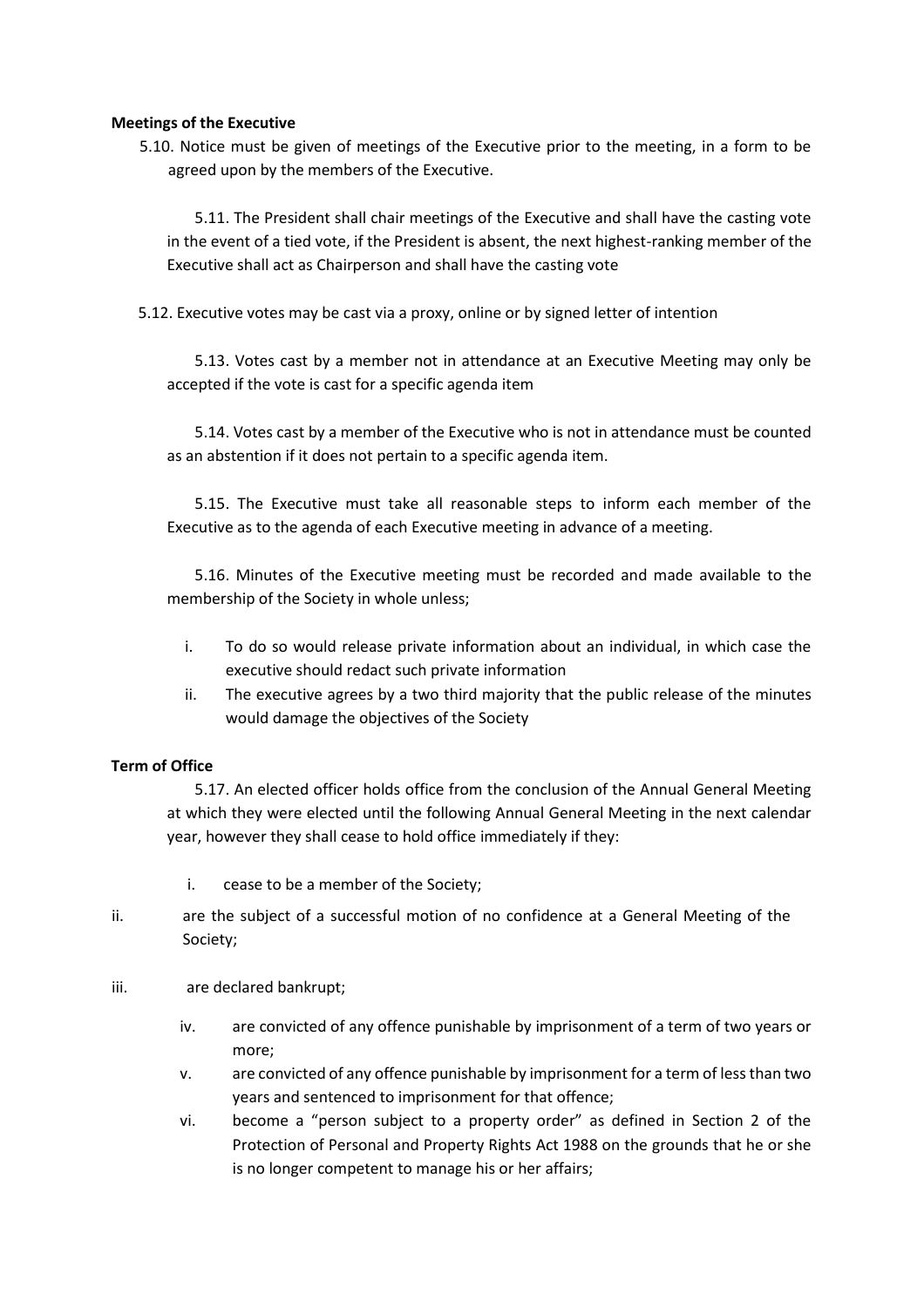**Meetings of the Executive**

5.10. Notice must be given of meetings of the Executive prior to the meeting, in a form to be agreed upon by the members of the Executive.

5.11. The President shall chair meetings of the Executive and shall have the casting vote in the event of a tied vote, if the President is absent, the next highest-ranking member of the Executive shall act as Chairperson and shall have the casting vote

5.12. Executive votes may be cast via a proxy, online or by signed letter of intention

5.13. Votes cast by a member not in attendance at an Executive Meeting may only be accepted if the vote is cast for a specific agenda item

5.14. Votes cast by a member of the Executive who is not in attendance must be counted as an abstention if it does not pertain to a specific agenda item.

5.15. The Executive must take all reasonable steps to inform each member of the Executive as to the agenda of each Executive meeting in advance of a meeting.

5.16. Minutes of the Executive meeting must be recorded and made available to the membership of the Society in whole unless;

i. To do so would release private information about an individual, in which case the executive should redact such private information
ii. The executive agrees by a two third majority that the public release of the minutes would damage the objectives of the Society

**Term of Office**

5.17. An elected officer holds office from the conclusion of the Annual General Meeting at which they were elected until the following Annual General Meeting in the next calendar year, however they shall cease to hold office immediately if they:

i. cease to be a member of the Society;
ii. are the subject of a successful motion of no confidence at a General Meeting of the Society;
iii. are declared bankrupt;
iv. are convicted of any offence punishable by imprisonment of a term of two years or more;
v. are convicted of any offence punishable by imprisonment for a term of less than two years and sentenced to imprisonment for that offence;
vi. become a "person subject to a property order" as defined in Section 2 of the Protection of Personal and Property Rights Act 1988 on the grounds that he or she is no longer competent to manage his or her affairs;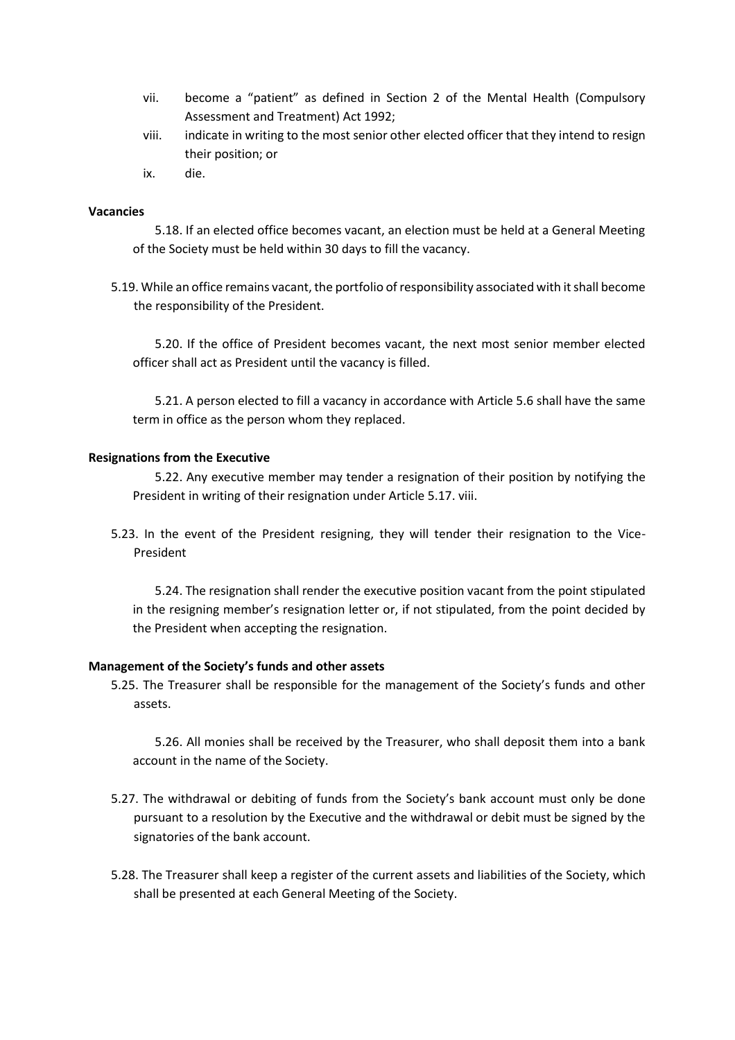vii. become a "patient" as defined in Section 2 of the Mental Health (Compulsory Assessment and Treatment) Act 1992;

viii. indicate in writing to the most senior other elected officer that they intend to resign their position; or

ix. die.

**Vacancies**

5.18. If an elected office becomes vacant, an election must be held at a General Meeting of the Society must be held within 30 days to fill the vacancy.

5.19. While an office remains vacant, the portfolio of responsibility associated with it shall become the responsibility of the President.

5.20. If the office of President becomes vacant, the next most senior member elected officer shall act as President until the vacancy is filled.

5.21. A person elected to fill a vacancy in accordance with Article 5.6 shall have the same term in office as the person whom they replaced.

**Resignations from the Executive**

5.22. Any executive member may tender a resignation of their position by notifying the President in writing of their resignation under Article 5.17. viii.

5.23. In the event of the President resigning, they will tender their resignation to the Vice-President

5.24. The resignation shall render the executive position vacant from the point stipulated in the resigning member's resignation letter or, if not stipulated, from the point decided by the President when accepting the resignation.

**Management of the Society's funds and other assets**

5.25. The Treasurer shall be responsible for the management of the Society's funds and other assets.

5.26. All monies shall be received by the Treasurer, who shall deposit them into a bank account in the name of the Society.

5.27. The withdrawal or debiting of funds from the Society's bank account must only be done pursuant to a resolution by the Executive and the withdrawal or debit must be signed by the signatories of the bank account.

5.28. The Treasurer shall keep a register of the current assets and liabilities of the Society, which shall be presented at each General Meeting of the Society.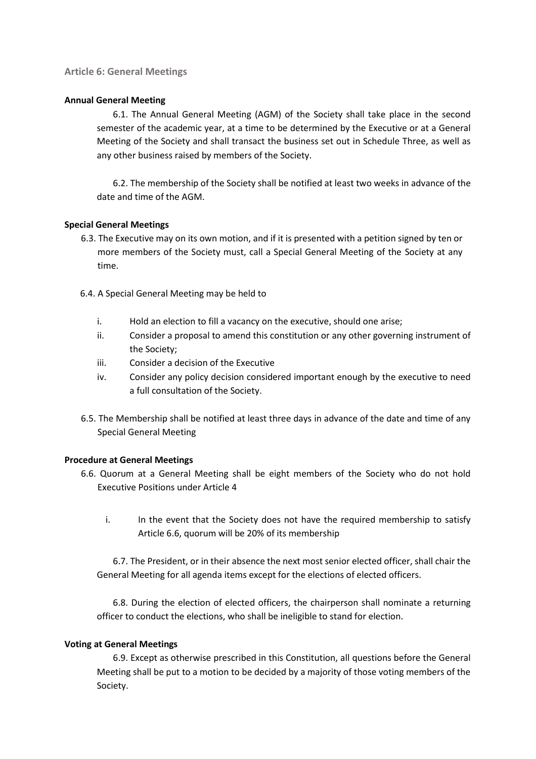## Article 6: General Meetings

**Annual General Meeting**

6.1. The Annual General Meeting (AGM) of the Society shall take place in the second semester of the academic year, at a time to be determined by the Executive or at a General Meeting of the Society and shall transact the business set out in Schedule Three, as well as any other business raised by members of the Society.

6.2. The membership of the Society shall be notified at least two weeks in advance of the date and time of the AGM.

**Special General Meetings**

6.3. The Executive may on its own motion, and if it is presented with a petition signed by ten or more members of the Society must, call a Special General Meeting of the Society at any time.

6.4. A Special General Meeting may be held to

- i. Hold an election to fill a vacancy on the executive, should one arise;
- ii. Consider a proposal to amend this constitution or any other governing instrument of the Society;
- iii. Consider a decision of the Executive
- iv. Consider any policy decision considered important enough by the executive to need a full consultation of the Society.

6.5. The Membership shall be notified at least three days in advance of the date and time of any Special General Meeting

**Procedure at General Meetings**

6.6. Quorum at a General Meeting shall be eight members of the Society who do not hold Executive Positions under Article 4

- i. In the event that the Society does not have the required membership to satisfy Article 6.6, quorum will be 20% of its membership

6.7. The President, or in their absence the next most senior elected officer, shall chair the General Meeting for all agenda items except for the elections of elected officers.

6.8. During the election of elected officers, the chairperson shall nominate a returning officer to conduct the elections, who shall be ineligible to stand for election.

**Voting at General Meetings**

6.9. Except as otherwise prescribed in this Constitution, all questions before the General Meeting shall be put to a motion to be decided by a majority of those voting members of the Society.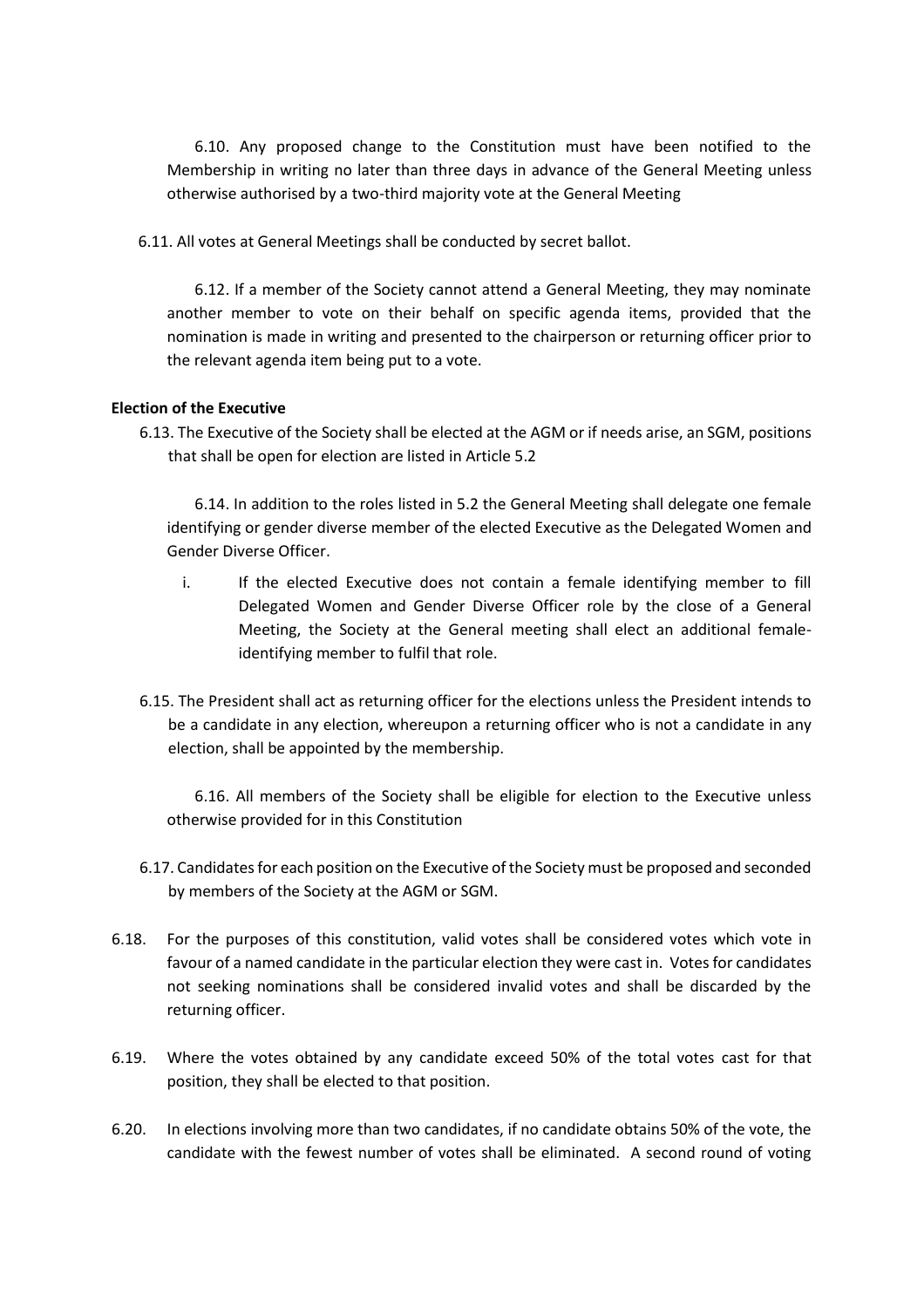6.10. Any proposed change to the Constitution must have been notified to the Membership in writing no later than three days in advance of the General Meeting unless otherwise authorised by a two-third majority vote at the General Meeting

6.11. All votes at General Meetings shall be conducted by secret ballot.

6.12. If a member of the Society cannot attend a General Meeting, they may nominate another member to vote on their behalf on specific agenda items, provided that the nomination is made in writing and presented to the chairperson or returning officer prior to the relevant agenda item being put to a vote.

**Election of the Executive**

6.13. The Executive of the Society shall be elected at the AGM or if needs arise, an SGM, positions that shall be open for election are listed in Article 5.2

6.14. In addition to the roles listed in 5.2 the General Meeting shall delegate one female identifying or gender diverse member of the elected Executive as the Delegated Women and Gender Diverse Officer.

i. If the elected Executive does not contain a female identifying member to fill Delegated Women and Gender Diverse Officer role by the close of a General Meeting, the Society at the General meeting shall elect an additional female-identifying member to fulfil that role.

6.15. The President shall act as returning officer for the elections unless the President intends to be a candidate in any election, whereupon a returning officer who is not a candidate in any election, shall be appointed by the membership.

6.16. All members of the Society shall be eligible for election to the Executive unless otherwise provided for in this Constitution

6.17. Candidates for each position on the Executive of the Society must be proposed and seconded by members of the Society at the AGM or SGM.

6.18. For the purposes of this constitution, valid votes shall be considered votes which vote in favour of a named candidate in the particular election they were cast in. Votes for candidates not seeking nominations shall be considered invalid votes and shall be discarded by the returning officer.

6.19. Where the votes obtained by any candidate exceed 50% of the total votes cast for that position, they shall be elected to that position.

6.20. In elections involving more than two candidates, if no candidate obtains 50% of the vote, the candidate with the fewest number of votes shall be eliminated. A second round of voting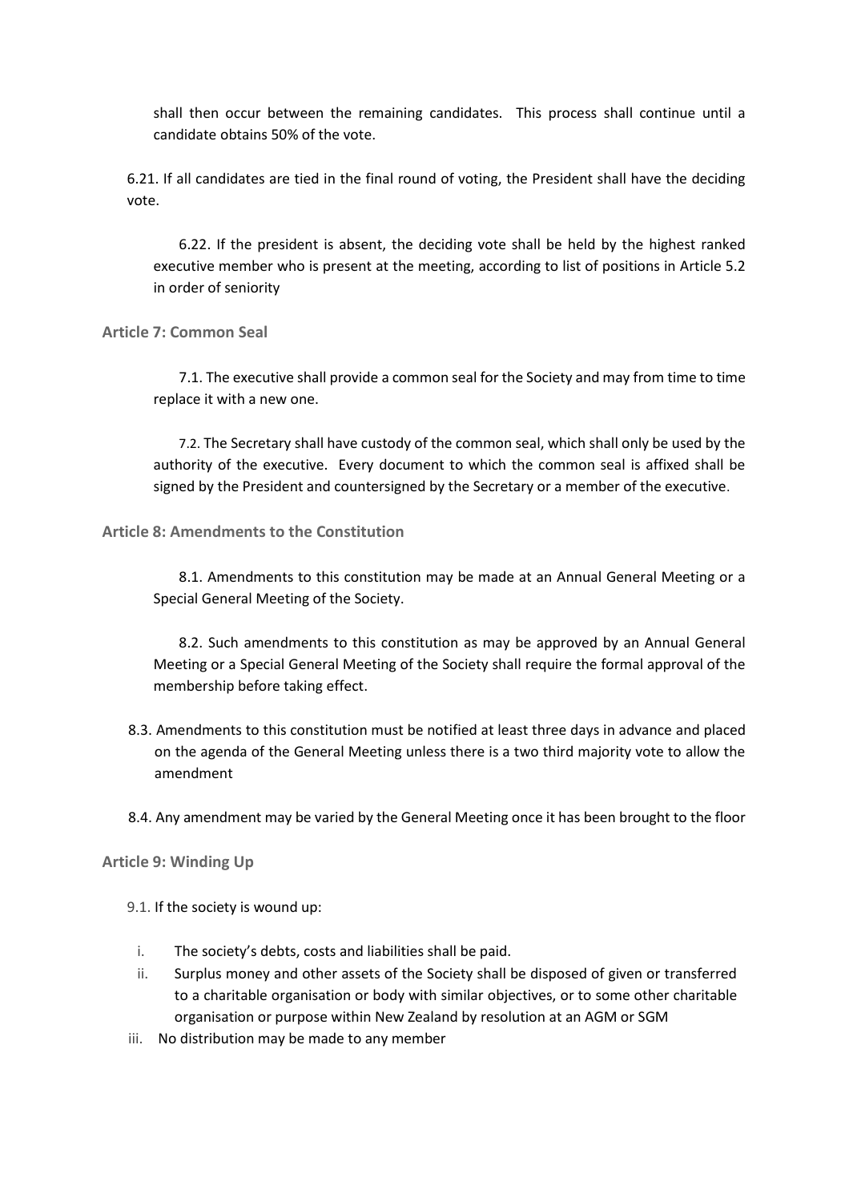shall then occur between the remaining candidates. This process shall continue until a candidate obtains 50% of the vote.

6.21. If all candidates are tied in the final round of voting, the President shall have the deciding vote.

6.22. If the president is absent, the deciding vote shall be held by the highest ranked executive member who is present at the meeting, according to list of positions in Article 5.2 in order of seniority

### Article 7: Common Seal

7.1. The executive shall provide a common seal for the Society and may from time to time replace it with a new one.

7.2. The Secretary shall have custody of the common seal, which shall only be used by the authority of the executive. Every document to which the common seal is affixed shall be signed by the President and countersigned by the Secretary or a member of the executive.

### Article 8: Amendments to the Constitution

8.1. Amendments to this constitution may be made at an Annual General Meeting or a Special General Meeting of the Society.

8.2. Such amendments to this constitution as may be approved by an Annual General Meeting or a Special General Meeting of the Society shall require the formal approval of the membership before taking effect.

8.3. Amendments to this constitution must be notified at least three days in advance and placed on the agenda of the General Meeting unless there is a two third majority vote to allow the amendment

8.4. Any amendment may be varied by the General Meeting once it has been brought to the floor

### Article 9: Winding Up

9.1. If the society is wound up:

i. The society's debts, costs and liabilities shall be paid.
ii. Surplus money and other assets of the Society shall be disposed of given or transferred to a charitable organisation or body with similar objectives, or to some other charitable organisation or purpose within New Zealand by resolution at an AGM or SGM
iii. No distribution may be made to any member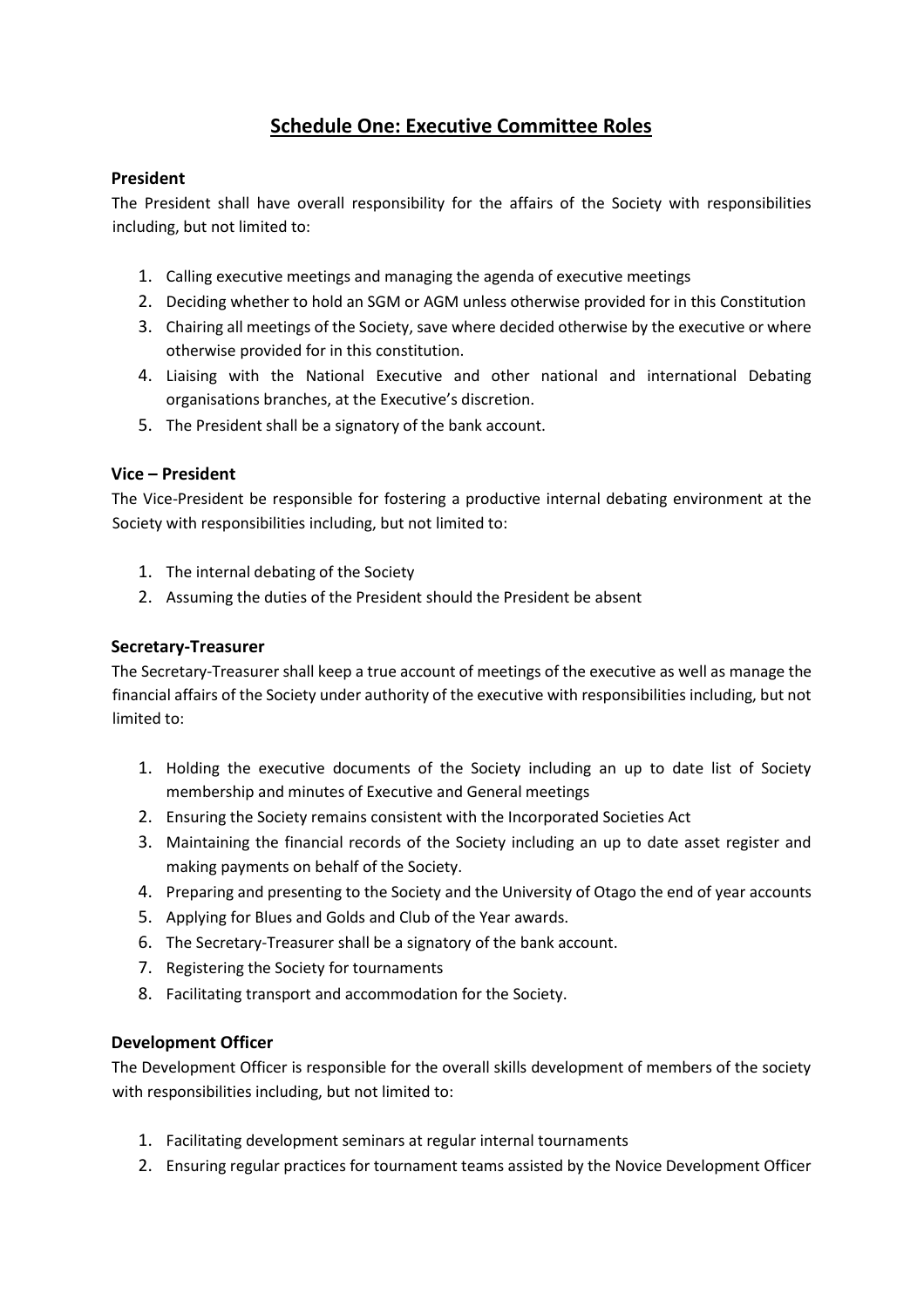# Schedule One: Executive Committee Roles

### President

The President shall have overall responsibility for the affairs of the Society with responsibilities including, but not limited to:

1. Calling executive meetings and managing the agenda of executive meetings
2. Deciding whether to hold an SGM or AGM unless otherwise provided for in this Constitution
3. Chairing all meetings of the Society, save where decided otherwise by the executive or where otherwise provided for in this constitution.
4. Liaising with the National Executive and other national and international Debating organisations branches, at the Executive's discretion.
5. The President shall be a signatory of the bank account.

### Vice – President

The Vice-President be responsible for fostering a productive internal debating environment at the Society with responsibilities including, but not limited to:

1. The internal debating of the Society
2. Assuming the duties of the President should the President be absent

### Secretary-Treasurer

The Secretary-Treasurer shall keep a true account of meetings of the executive as well as manage the financial affairs of the Society under authority of the executive with responsibilities including, but not limited to:

1. Holding the executive documents of the Society including an up to date list of Society membership and minutes of Executive and General meetings
2. Ensuring the Society remains consistent with the Incorporated Societies Act
3. Maintaining the financial records of the Society including an up to date asset register and making payments on behalf of the Society.
4. Preparing and presenting to the Society and the University of Otago the end of year accounts
5. Applying for Blues and Golds and Club of the Year awards.
6. The Secretary-Treasurer shall be a signatory of the bank account.
7. Registering the Society for tournaments
8. Facilitating transport and accommodation for the Society.

### Development Officer

The Development Officer is responsible for the overall skills development of members of the society with responsibilities including, but not limited to:

1. Facilitating development seminars at regular internal tournaments
2. Ensuring regular practices for tournament teams assisted by the Novice Development Officer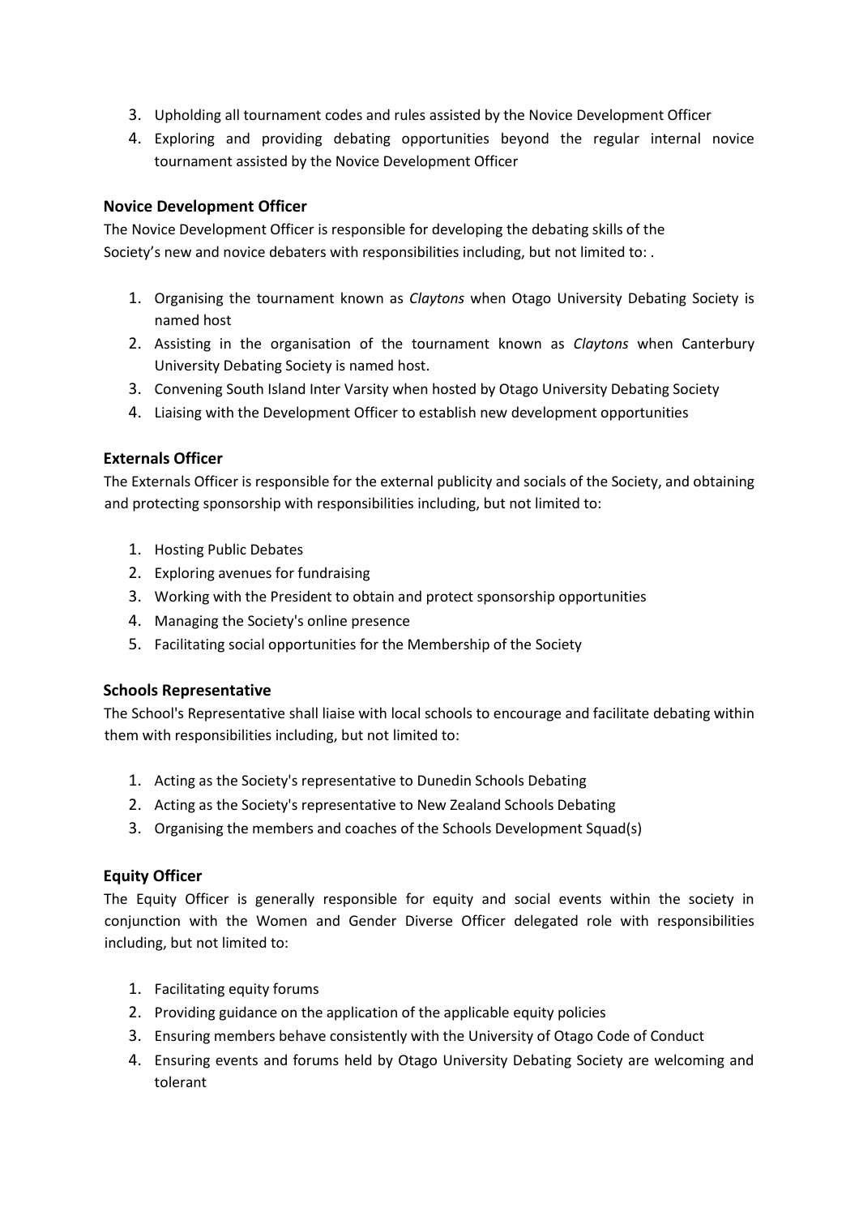3. Upholding all tournament codes and rules assisted by the Novice Development Officer
4. Exploring and providing debating opportunities beyond the regular internal novice tournament assisted by the Novice Development Officer

### Novice Development Officer

The Novice Development Officer is responsible for developing the debating skills of the Society's new and novice debaters with responsibilities including, but not limited to: .

1. Organising the tournament known as *Claytons* when Otago University Debating Society is named host
2. Assisting in the organisation of the tournament known as *Claytons* when Canterbury University Debating Society is named host.
3. Convening South Island Inter Varsity when hosted by Otago University Debating Society
4. Liaising with the Development Officer to establish new development opportunities

### Externals Officer

The Externals Officer is responsible for the external publicity and socials of the Society, and obtaining and protecting sponsorship with responsibilities including, but not limited to:

1. Hosting Public Debates
2. Exploring avenues for fundraising
3. Working with the President to obtain and protect sponsorship opportunities
4. Managing the Society's online presence
5. Facilitating social opportunities for the Membership of the Society

### Schools Representative

The School's Representative shall liaise with local schools to encourage and facilitate debating within them with responsibilities including, but not limited to:

1. Acting as the Society's representative to Dunedin Schools Debating
2. Acting as the Society's representative to New Zealand Schools Debating
3. Organising the members and coaches of the Schools Development Squad(s)

### Equity Officer

The Equity Officer is generally responsible for equity and social events within the society in conjunction with the Women and Gender Diverse Officer delegated role with responsibilities including, but not limited to:

1. Facilitating equity forums
2. Providing guidance on the application of the applicable equity policies
3. Ensuring members behave consistently with the University of Otago Code of Conduct
4. Ensuring events and forums held by Otago University Debating Society are welcoming and tolerant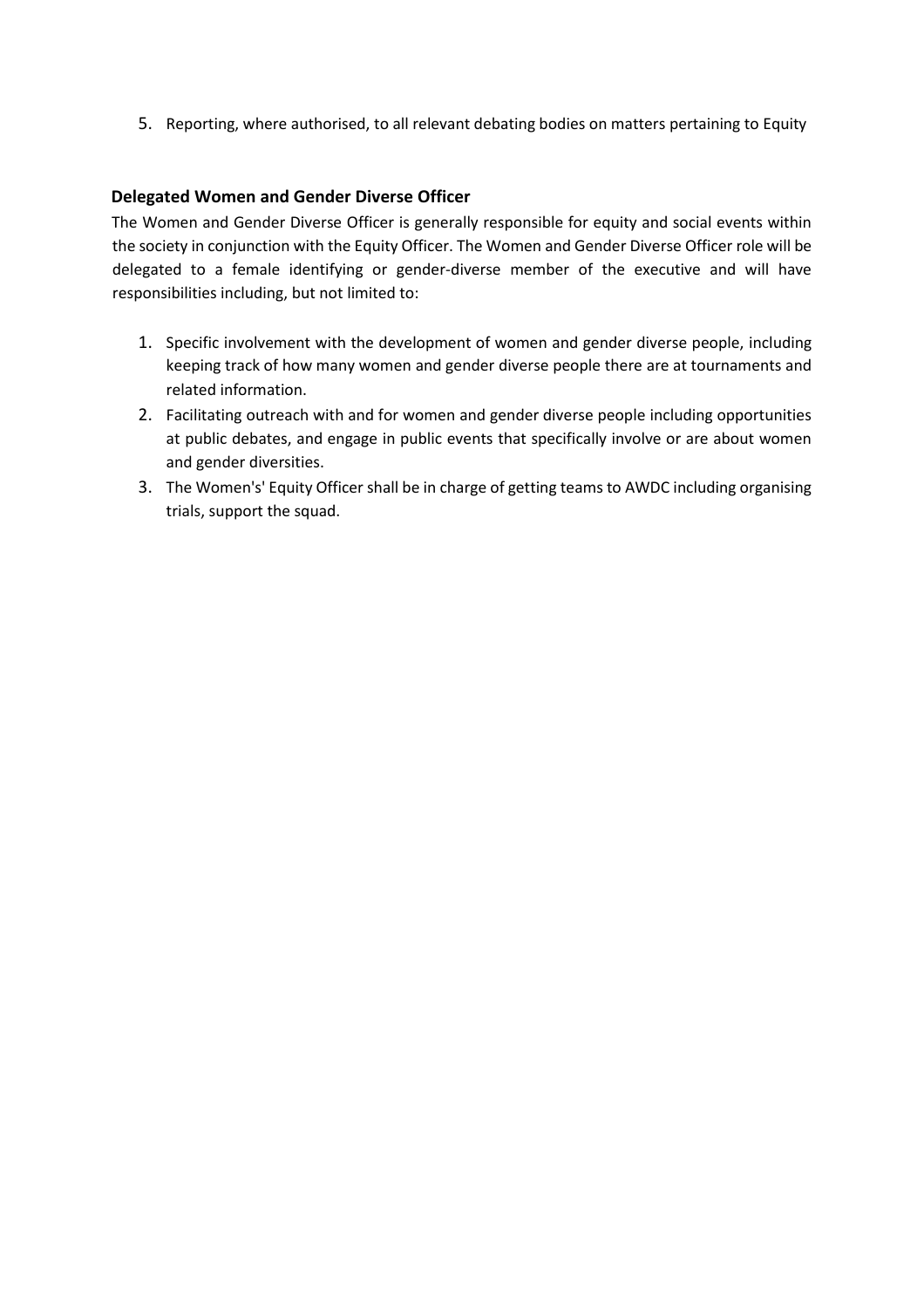5. Reporting, where authorised, to all relevant debating bodies on matters pertaining to Equity

### Delegated Women and Gender Diverse Officer

The Women and Gender Diverse Officer is generally responsible for equity and social events within the society in conjunction with the Equity Officer. The Women and Gender Diverse Officer role will be delegated to a female identifying or gender-diverse member of the executive and will have responsibilities including, but not limited to:

1. Specific involvement with the development of women and gender diverse people, including keeping track of how many women and gender diverse people there are at tournaments and related information.
2. Facilitating outreach with and for women and gender diverse people including opportunities at public debates, and engage in public events that specifically involve or are about women and gender diversities.
3. The Women's' Equity Officer shall be in charge of getting teams to AWDC including organising trials, support the squad.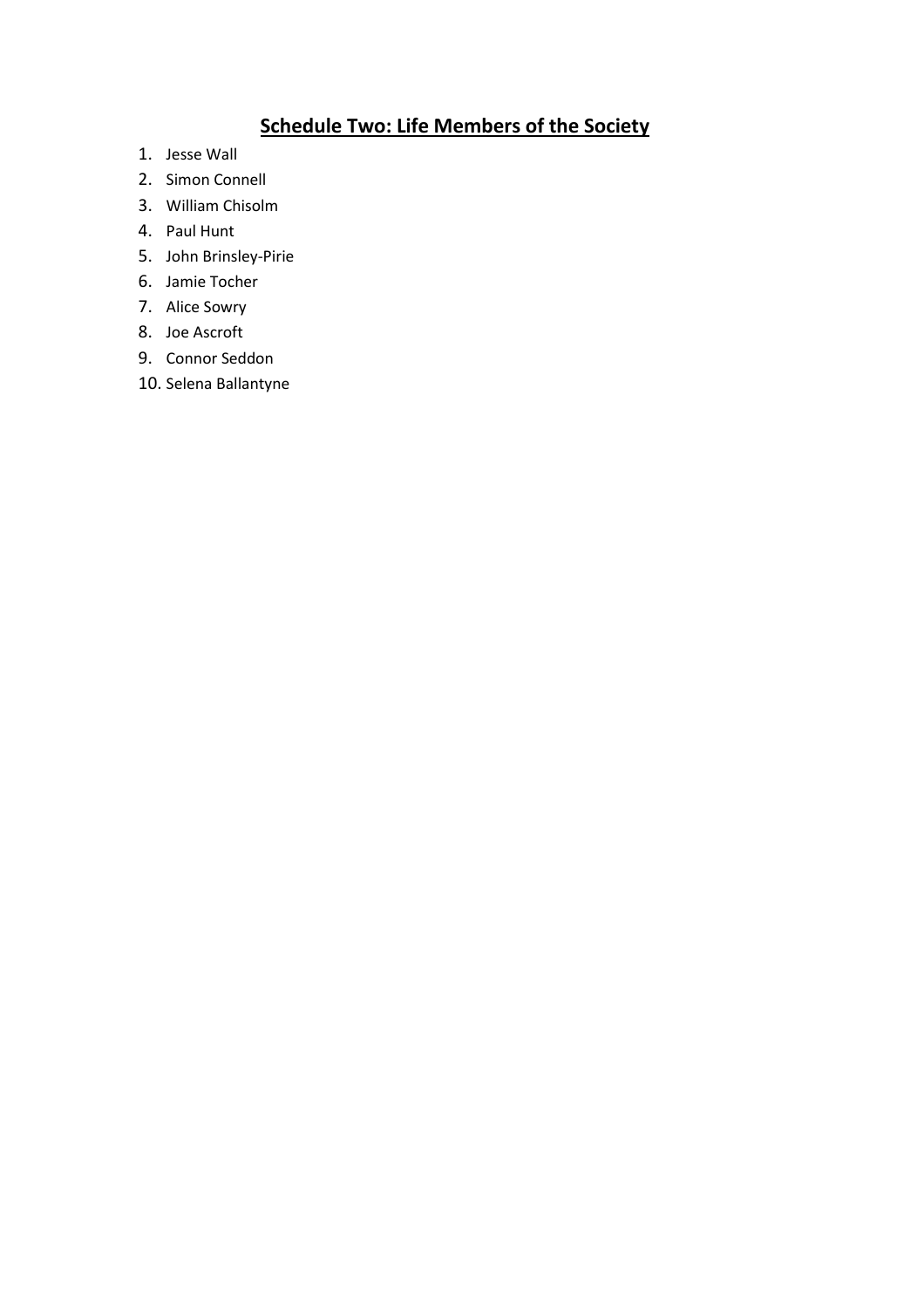## Schedule Two: Life Members of the Society

1. Jesse Wall
2. Simon Connell
3. William Chisolm
4. Paul Hunt
5. John Brinsley-Pirie
6. Jamie Tocher
7. Alice Sowry
8. Joe Ascroft
9. Connor Seddon
10. Selena Ballantyne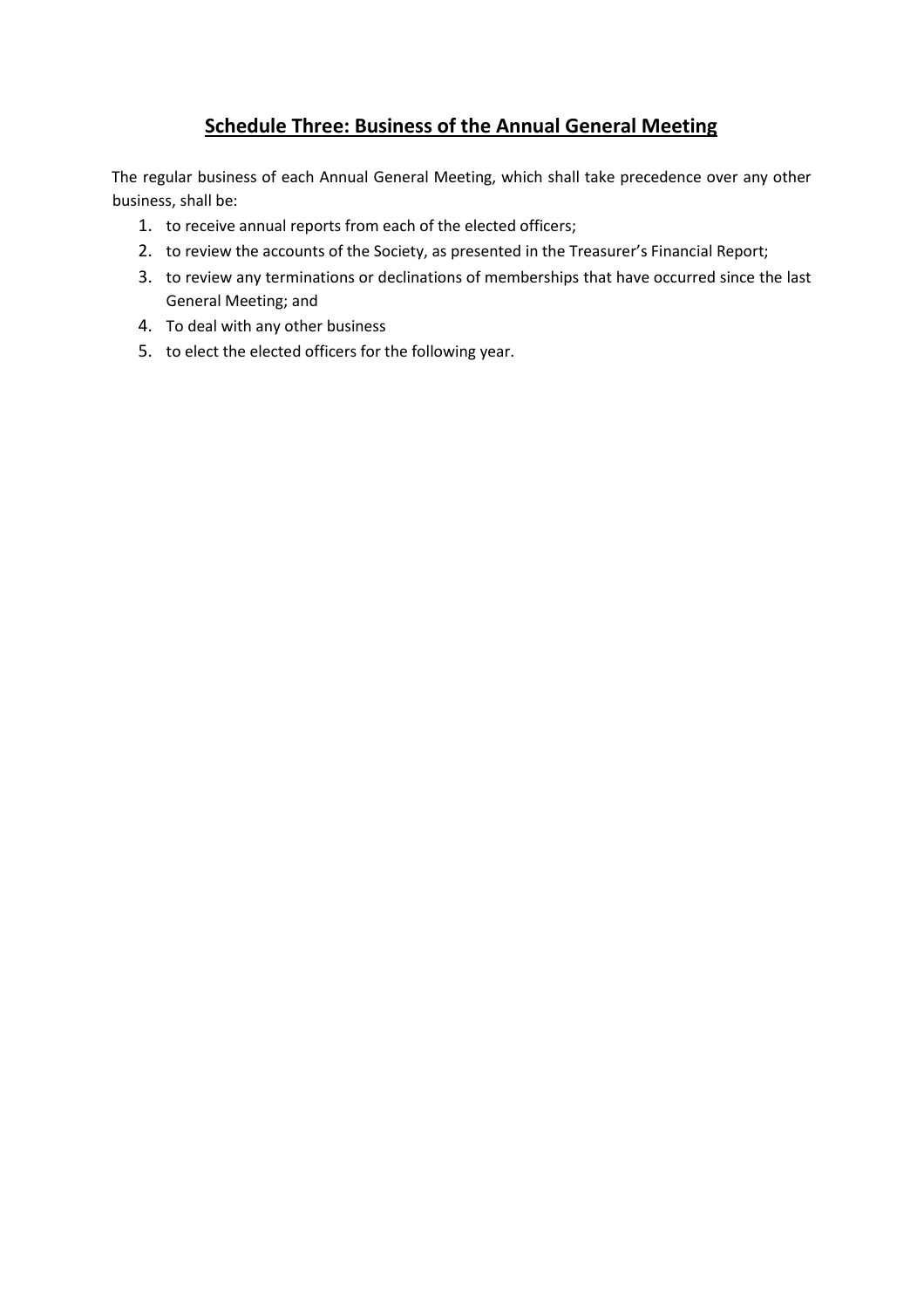## Schedule Three: Business of the Annual General Meeting

The regular business of each Annual General Meeting, which shall take precedence over any other business, shall be:

1. to receive annual reports from each of the elected officers;
2. to review the accounts of the Society, as presented in the Treasurer's Financial Report;
3. to review any terminations or declinations of memberships that have occurred since the last General Meeting; and
4. To deal with any other business
5. to elect the elected officers for the following year.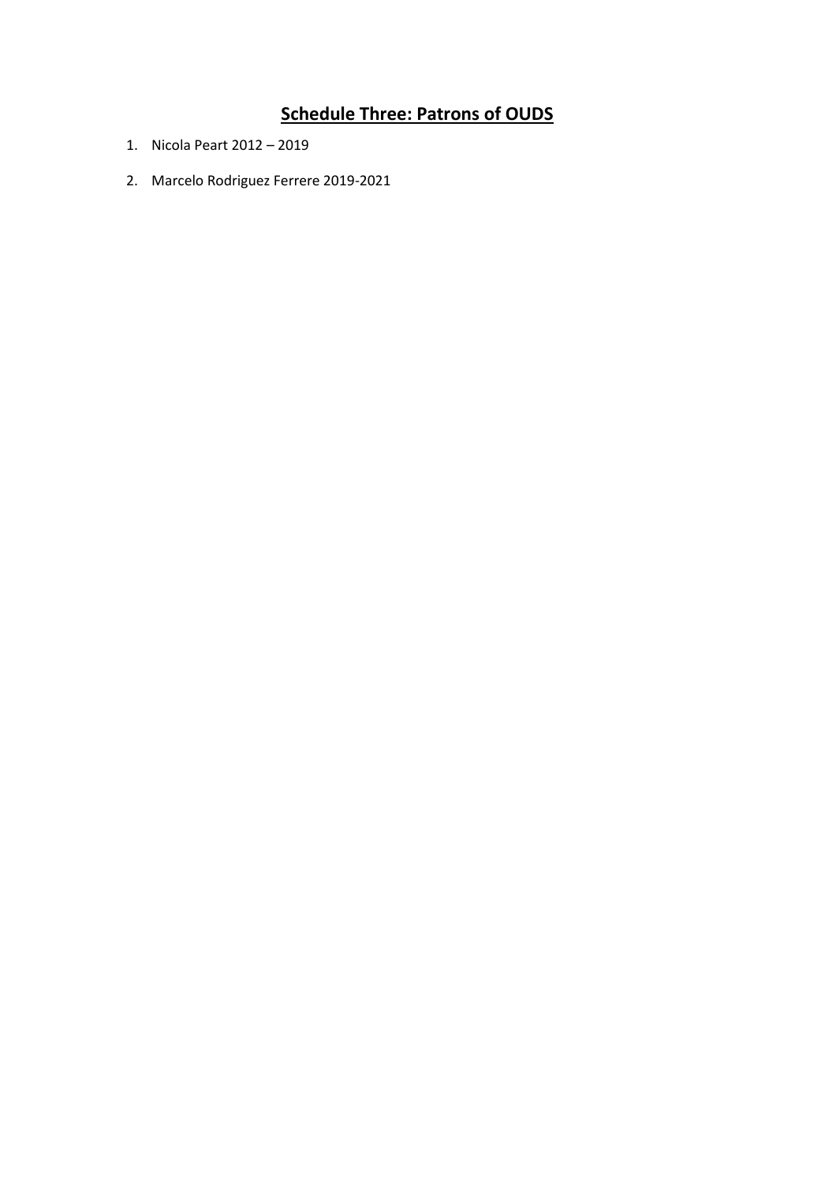## Schedule Three: Patrons of OUDS

1. Nicola Peart 2012 – 2019
2. Marcelo Rodriguez Ferrere 2019-2021